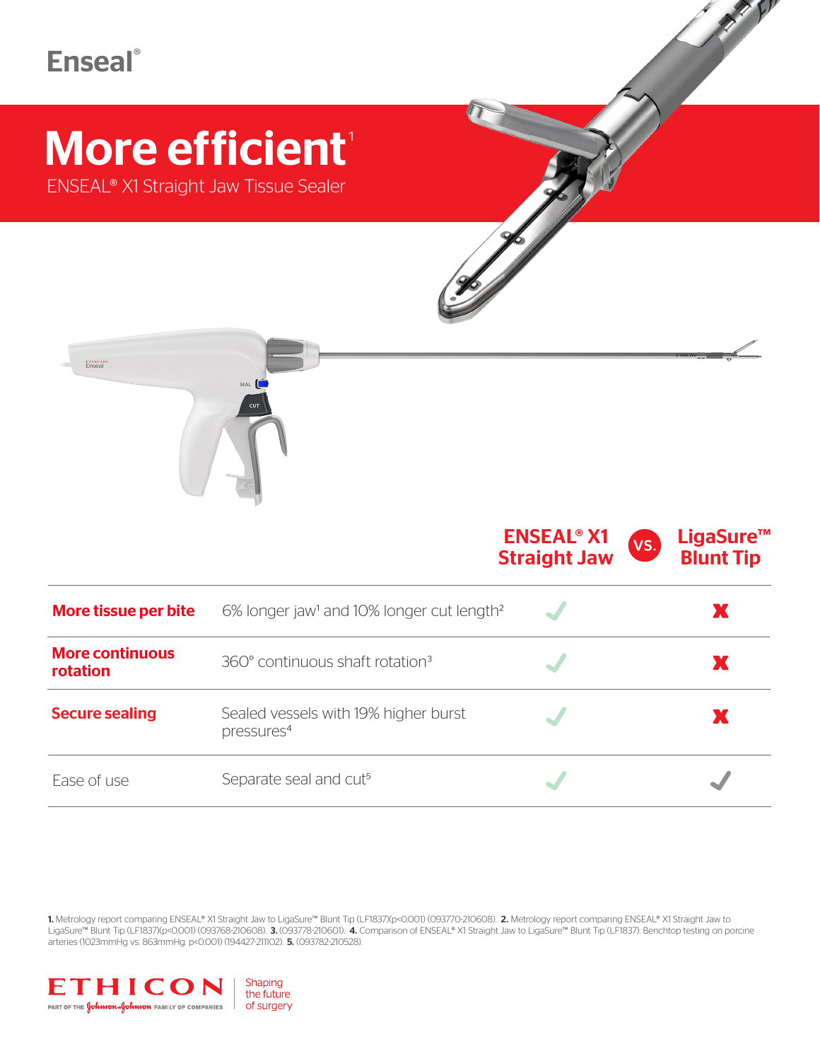# Enseal®

## More efficient[1]

ENSEAL® X1 Straight Jaw Tissue Sealer

| | | ENSEAL® X1 Straight Jaw | LigaSure™ Blunt Tip |
|---|---|---|---|
| **More tissue per bite** | 6% longer jaw[1] and 10% longer cut length[2] | ✓ | ✗ |
| **More continuous rotation** | 360° continuous shaft rotation[3] | ✓ | ✗ |
| **Secure sealing** | Sealed vessels with 19% higher burst pressures[4] | ✓ | ✗ |
| Ease of use | Separate seal and cut[5] | ✓ | ✓ |

**1.** Metrology report comparing ENSEAL® X1 Straight Jaw to LigaSure™ Blunt Tip (LF1837)(p<0.001) (093770-210608). **2.** Metrology report comparing ENSEAL® X1 Straight Jaw to LigaSure™ Blunt Tip (LF1837)(p<0.001) (093768-210608). **3.** (093778-210601). **4.** Comparison of ENSEAL® X1 Straight Jaw to LigaSure™ Blunt Tip (LF1837). Benchtop testing on porcine arteries (1023mmHg vs. 863mmHg. p<0.001) (194427-211102). **5.** (093782-210528).

ETHICON PART OF THE Johnson & Johnson FAMILY OF COMPANIES | Shaping the future of surgery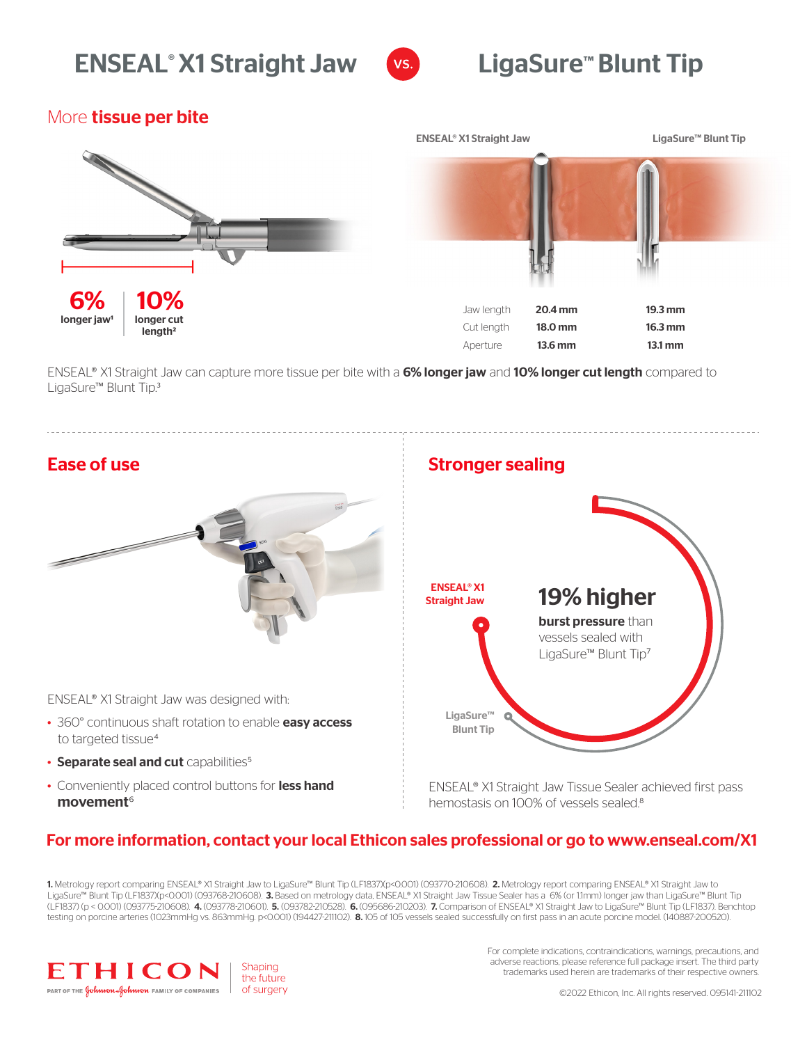# ENSEAL® X1 Straight Jaw vs. LigaSure™ Blunt Tip

## More **tissue per bite**

**6%** longer jaw[1]

**10%** longer cut length[2]

| | ENSEAL® X1 Straight Jaw | LigaSure™ Blunt Tip |
|---|---|---|
| Jaw length | 20.4 mm | 19.3 mm |
| Cut length | 18.0 mm | 16.3 mm |
| Aperture | 13.6 mm | 13.1 mm |

ENSEAL® X1 Straight Jaw can capture more tissue per bite with a **6% longer jaw** and **10% longer cut length** compared to LigaSure™ Blunt Tip.[3]

## Ease of use

ENSEAL® X1 Straight Jaw was designed with:

- 360° continuous shaft rotation to enable **easy access** to targeted tissue[4]
- **Separate seal and cut** capabilities[5]
- Conveniently placed control buttons for **less hand movement**[6]

## Stronger sealing

ENSEAL® X1 Straight Jaw

LigaSure™ Blunt Tip

**19% higher**

**burst pressure** than vessels sealed with LigaSure™ Blunt Tip[7]

ENSEAL® X1 Straight Jaw Tissue Sealer achieved first pass hemostasis on 100% of vessels sealed.[8]

**For more information, contact your local Ethicon sales professional or go to www.enseal.com/X1**

**1.** Metrology report comparing ENSEAL® X1 Straight Jaw to LigaSure™ Blunt Tip (LF1837)(p<0.001) (093770-210608). **2.** Metrology report comparing ENSEAL® X1 Straight Jaw to LigaSure™ Blunt Tip (LF1837)(p<0.001) (093768-210608). **3.** Based on metrology data, ENSEAL® X1 Straight Jaw Tissue Sealer has a 6% (or 1.1mm) longer jaw than LigaSure™ Blunt Tip (LF1837) (p < 0.001) (093775-210608). **4.** (093778-210601). **5.** (093782-210528). **6.** (095686-210203). **7.** Comparison of ENSEAL® X1 Straight Jaw to LigaSure™ Blunt Tip (LF1837). Benchtop testing on porcine arteries (1023mmHg vs. 863mmHg. p<0.001) (194427-211102). **8.** 105 of 105 vessels sealed successfully on first pass in an acute porcine model. (140887-200520).

ETHICON PART OF THE Johnson & Johnson FAMILY OF COMPANIES | Shaping the future of surgery

For complete indications, contraindications, warnings, precautions, and adverse reactions, please reference full package insert. The third party trademarks used herein are trademarks of their respective owners.

©2022 Ethicon, Inc. All rights reserved. 095141-211102